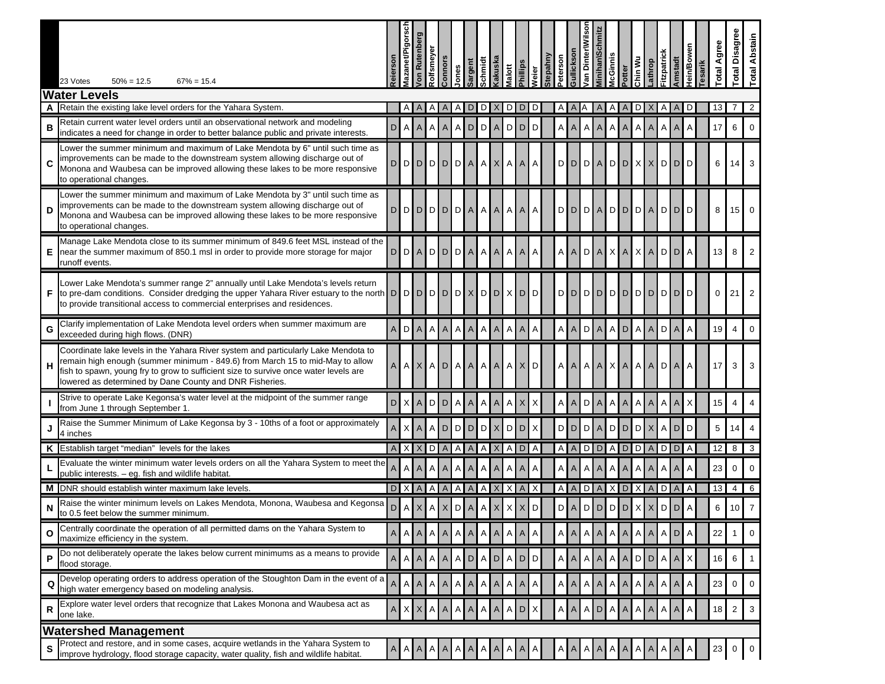| | 23 Votes 50% = 12.5 67% = 15.4 | Reierson | Mazanet/Pigorsch | Von Rutenberg | Rolfsmeyer | Connors | Jones | Sargent | Schmidt | Kakuska | Malott | Phillips | Weier | Stepahny | Peterson | Gullickson | Van Dinter/Wilson | Minihan\Schmitz | McGinnis | Potter | Chin Wu | Lathrop | Fitzpatrick | Amstadt | Hein/Bowen | Tesarik | Total Agree | Total Disagree | Total Abstain |
|---|---|---|---|---|---|---|---|---|---|---|---|---|---|---|---|---|---|---|---|---|---|---|---|---|---|---|---|---|---|
| | **Water Levels** | | | | | | | | | | | | | | | | | | | | | | | | | | | | |
| **A** | Retain the existing lake level orders for the Yahara System. | | A | A | A | A | A | D | D | X | D | D | D | | A | A | A | A | A | A | D | X | A | A | D | | 13 | 7 | 2 |
| **B** | Retain current water level orders until an observational network and modeling indicates a need for change in order to better balance public and private interests. | D | A | A | A | A | A | D | D | A | D | D | D | | A | A | A | A | A | A | A | A | A | A | A | | 17 | 6 | 0 |
| **C** | Lower the summer minimum and maximum of Lake Mendota by 6" until such time as improvements can be made to the downstream system allowing discharge out of Monona and Waubesa can be improved allowing these lakes to be more responsive to operational changes. | D | D | D | D | D | D | A | A | X | A | A | A | | D | D | D | A | D | D | X | X | D | D | D | | 6 | 14 | 3 |
| **D** | Lower the summer minimum and maximum of Lake Mendota by 3" until such time as improvements can be made to the downstream system allowing discharge out of Monona and Waubesa can be improved allowing these lakes to be more responsive to operational changes. | D | D | D | D | D | D | A | A | A | A | A | A | | D | D | D | A | D | D | D | A | D | D | D | | 8 | 15 | 0 |
| **E** | Manage Lake Mendota close to its summer minimum of 849.6 feet MSL instead of the near the summer maximum of 850.1 msl in order to provide more storage for major runoff events. | D | D | A | D | D | D | A | A | A | A | A | A | | A | A | D | A | X | A | X | A | D | D | A | | 13 | 8 | 2 |
| **F** | Lower Lake Mendota's summer range 2" annually until Lake Mendota's levels return to pre-dam conditions. Consider dredging the upper Yahara River estuary to the north to provide transitional access to commercial enterprises and residences. | D | D | D | D | D | D | X | D | D | X | D | D | | D | D | D | D | D | D | D | D | D | D | D | | 0 | 21 | 2 |
| **G** | Clarify implementation of Lake Mendota level orders when summer maximum are exceeded during high flows. (DNR) | A | D | A | A | A | A | A | A | A | A | A | A | | A | A | D | A | A | D | A | A | D | A | A | | 19 | 4 | 0 |
| **H** | Coordinate lake levels in the Yahara River system and particularly Lake Mendota to remain high enough (summer minimum - 849.6) from March 15 to mid-May to allow fish to spawn, young fry to grow to sufficient size to survive once water levels are lowered as determined by Dane County and DNR Fisheries. | A | A | X | A | D | A | A | A | A | A | X | D | | A | A | A | A | X | A | A | A | D | A | A | | 17 | 3 | 3 |
| **I** | Strive to operate Lake Kegonsa's water level at the midpoint of the summer range from June 1 through September 1. | D | X | A | D | D | A | A | A | A | A | X | X | | A | A | D | A | A | A | A | A | A | A | X | | 15 | 4 | 4 |
| **J** | Raise the Summer Minimum of Lake Kegonsa by 3 - 10ths of a foot or approximately 4 inches | A | X | A | A | D | D | D | D | X | D | D | X | | D | D | D | A | D | D | D | X | A | D | D | | 5 | 14 | 4 |
| **K** | Establish target "median" levels for the lakes | A | X | X | D | A | A | A | A | X | A | D | A | | A | A | D | D | A | D | D | A | D | D | A | | 12 | 8 | 3 |
| **L** | Evaluate the winter minimum water levels orders on all the Yahara System to meet the public interests. – eg. fish and wildlife habitat. | A | A | A | A | A | A | A | A | A | A | A | A | | A | A | A | A | A | A | A | A | A | A | A | | 23 | 0 | 0 |
| **M** | DNR should establish winter maximum lake levels. | D | X | A | A | A | A | A | A | X | X | A | X | | A | A | D | A | X | D | X | A | D | A | A | | 13 | 4 | 6 |
| **N** | Raise the winter minimum levels on Lakes Mendota, Monona, Waubesa and Kegonsa to 0.5 feet below the summer minimum. | D | A | X | A | X | D | A | A | X | X | X | D | | D | A | D | D | D | D | X | X | D | D | A | | 6 | 10 | 7 |
| **O** | Centrally coordinate the operation of all permitted dams on the Yahara System to maximize efficiency in the system. | A | A | A | A | A | A | A | A | A | A | A | A | | A | A | A | A | A | A | A | A | A | D | A | | 22 | 1 | 0 |
| **P** | Do not deliberately operate the lakes below current minimums as a means to provide flood storage. | A | A | A | A | A | A | D | A | D | A | D | D | | A | A | A | A | A | A | D | D | A | A | X | | 16 | 6 | 1 |
| **Q** | Develop operating orders to address operation of the Stoughton Dam in the event of a high water emergency based on modeling analysis. | A | A | A | A | A | A | A | A | A | A | A | A | | A | A | A | A | A | A | A | A | A | A | A | | 23 | 0 | 0 |
| **R** | Explore water level orders that recognize that Lakes Monona and Waubesa act as one lake. | A | X | X | A | A | A | A | A | A | A | D | X | | A | A | A | D | A | A | A | A | A | A | A | | 18 | 2 | 3 |
| | **Watershed Management** | | | | | | | | | | | | | | | | | | | | | | | | | | | | |
| **S** | Protect and restore, and in some cases, acquire wetlands in the Yahara System to improve hydrology, flood storage capacity, water quality, fish and wildlife habitat. | A | A | A | A | A | A | A | A | A | A | A | A | | A | A | A | A | A | A | A | A | A | A | A | | 23 | 0 | 0 |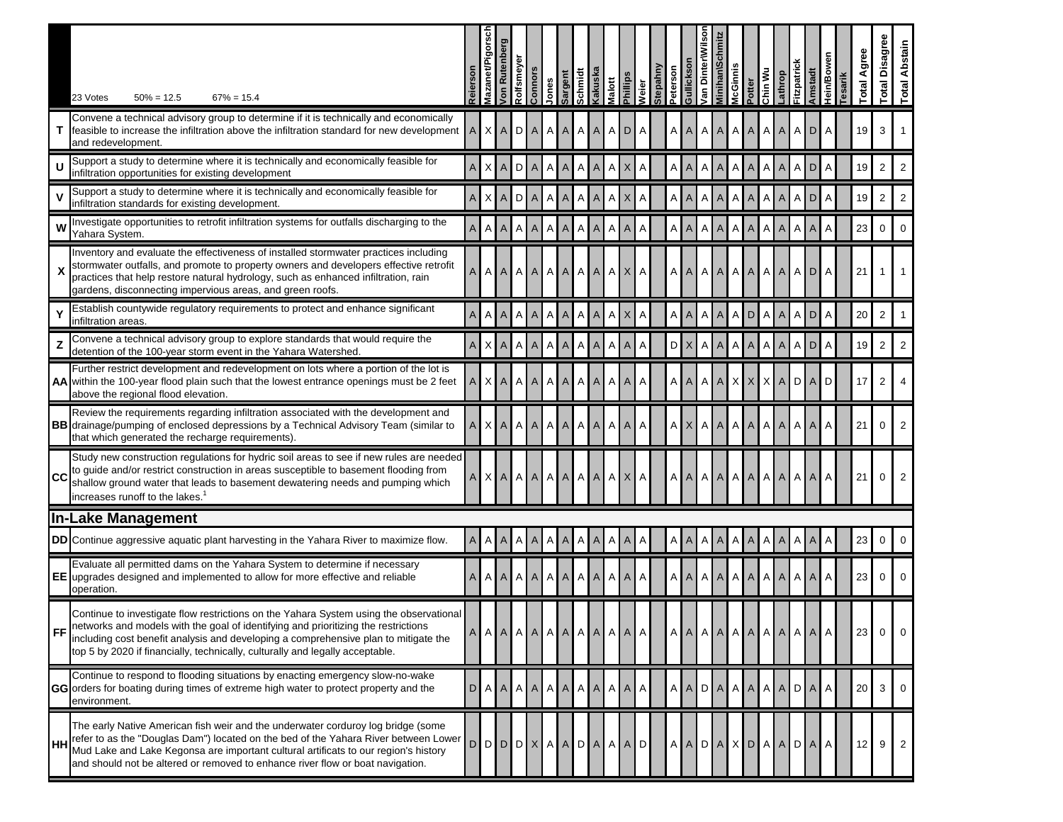| | 23 Votes 50% = 12.5 67% = 15.4 | Reierson | Mazanet/Pigorsch | Von Rutenberg | Rolfsmeyer | Connors | Jones | Sargent | Schmidt | Kakuska | Malott | Phillips | Weier | Stepahny | Peterson | Gullickson | Van Dinter/Wilson | Minihan/Schmitz | McGinnis | Potter | Chin Wu | Lathrop | Fitzpatrick | Amstadt | Hein/Bowen | Tesarik | Total Agree | Total Disagree | Total Abstain |
|---|---|---|---|---|---|---|---|---|---|---|---|---|---|---|---|---|---|---|---|---|---|---|---|---|---|---|---|---|---|
| **T** | Convene a technical advisory group to determine if it is technically and economically feasible to increase the infiltration above the infiltration standard for new development and redevelopment. | A | X | A | D | A | A | A | A | A | A | D | A | | A | A | A | A | A | A | A | A | A | D | A | | 19 | 3 | 1 |
| **U** | Support a study to determine where it is technically and economically feasible for infiltration opportunities for existing development | A | X | A | D | A | A | A | A | A | A | X | A | | A | A | A | A | A | A | A | A | A | D | A | | 19 | 2 | 2 |
| **V** | Support a study to determine where it is technically and economically feasible for infiltration standards for existing development. | A | X | A | D | A | A | A | A | A | A | X | A | | A | A | A | A | A | A | A | A | A | D | A | | 19 | 2 | 2 |
| **W** | Investigate opportunities to retrofit infiltration systems for outfalls discharging to the Yahara System. | A | A | A | A | A | A | A | A | A | A | A | A | | A | A | A | A | A | A | A | A | A | A | A | | 23 | 0 | 0 |
| **X** | Inventory and evaluate the effectiveness of installed stormwater practices including stormwater outfalls, and promote to property owners and developers effective retrofit practices that help restore natural hydrology, such as enhanced infiltration, rain gardens, disconnecting impervious areas, and green roofs. | A | A | A | A | A | A | A | A | A | A | X | A | | A | A | A | A | A | A | A | A | A | D | A | | 21 | 1 | 1 |
| **Y** | Establish countywide regulatory requirements to protect and enhance significant infiltration areas. | A | A | A | A | A | A | A | A | A | A | X | A | | A | A | A | A | A | D | A | A | A | D | A | | 20 | 2 | 1 |
| **Z** | Convene a technical advisory group to explore standards that would require the detention of the 100-year storm event in the Yahara Watershed. | A | X | A | A | A | A | A | A | A | A | A | A | | D | X | A | A | A | A | A | A | A | D | A | | 19 | 2 | 2 |
| **AA** | Further restrict development and redevelopment on lots where a portion of the lot is within the 100-year flood plain such that the lowest entrance openings must be 2 feet above the regional flood elevation. | A | X | A | A | A | A | A | A | A | A | A | A | | A | A | A | A | X | X | X | A | D | A | D | | 17 | 2 | 4 |
| **BB** | Review the requirements regarding infiltration associated with the development and drainage/pumping of enclosed depressions by a Technical Advisory Team (similar to that which generated the recharge requirements). | A | X | A | A | A | A | A | A | A | A | A | A | | A | X | A | A | A | A | A | A | A | A | A | | 21 | 0 | 2 |
| **CC** | Study new construction regulations for hydric soil areas to see if new rules are needed to guide and/or restrict construction in areas susceptible to basement flooding from shallow ground water that leads to basement dewatering needs and pumping which increases runoff to the lakes.[1] | A | X | A | A | A | A | A | A | A | A | X | A | | A | A | A | A | A | A | A | A | A | A | A | | 21 | 0 | 2 |
| | **In-Lake Management** | | | | | | | | | | | | | | | | | | | | | | | | | | | | |
| **DD** | Continue aggressive aquatic plant harvesting in the Yahara River to maximize flow. | A | A | A | A | A | A | A | A | A | A | A | A | | A | A | A | A | A | A | A | A | A | A | A | | 23 | 0 | 0 |
| **EE** | Evaluate all permitted dams on the Yahara System to determine if necessary upgrades designed and implemented to allow for more effective and reliable operation. | A | A | A | A | A | A | A | A | A | A | A | A | | A | A | A | A | A | A | A | A | A | A | A | | 23 | 0 | 0 |
| **FF** | Continue to investigate flow restrictions on the Yahara System using the observational networks and models with the goal of identifying and prioritizing the restrictions including cost benefit analysis and developing a comprehensive plan to mitigate the top 5 by 2020 if financially, technically, culturally and legally acceptable. | A | A | A | A | A | A | A | A | A | A | A | A | | A | A | A | A | A | A | A | A | A | A | A | | 23 | 0 | 0 |
| **GG** | Continue to respond to flooding situations by enacting emergency slow-no-wake orders for boating during times of extreme high water to protect property and the environment. | D | A | A | A | A | A | A | A | A | A | A | A | | A | A | D | A | A | A | A | A | D | A | A | | 20 | 3 | 0 |
| **HH** | The early Native American fish weir and the underwater corduroy log bridge (some refer to as the "Douglas Dam") located on the bed of the Yahara River between Lower Mud Lake and Lake Kegonsa are important cultural artificats to our region's history and should not be altered or removed to enhance river flow or boat navigation. | D | D | D | D | X | A | A | D | A | A | A | D | | A | A | D | A | X | D | A | A | D | A | A | | 12 | 9 | 2 |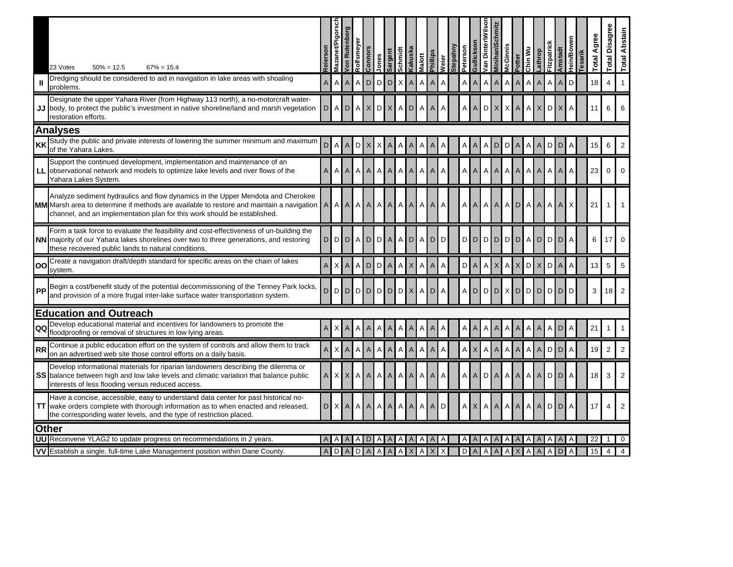| | 23 Votes 50% = 12.5 67% = 15.4 | Reierson | Mazanet/Pigorsch | Von Rutenberg | Rolfsmeyer | Connors | Jones | Sargent | Schmidt | Kakuska | Malott | Phillips | Weier | Stepahny | Peterson | Gullickson | Van Dinter/Wilson | Minihan/Schmitz | McGinnis | Potter | Chin Wu | Lathrop | Fitzpatrick | Amstadt | Hein/Bowen | Tesarik | Total Agree | Total Disagree | Total Abstain |
|---|---|---|---|---|---|---|---|---|---|---|---|---|---|---|---|---|---|---|---|---|---|---|---|---|---|---|---|---|---|
| II | Dredging should be considered to aid in navigation in lake areas with shoaling problems. | A | A | A | A | D | D | D | X | A | A | A | A | | A | A | A | A | A | A | A | A | A | A | D | | 18 | 4 | 1 |
| JJ | Designate the upper Yahara River (from Highway 113 north), a no-motorcraft water-body, to protect the public's investment in native shoreline/land and marsh vegetation restoration efforts. | D | A | D | A | X | D | X | A | D | A | A | A | | A | A | D | X | X | A | A | X | D | X | A | | 11 | 6 | 6 |
| **Analyses** | | | | | | | | | | | | | | | | | | | | | | | | | | | | | |
| KK | Study the public and private interests of lowering the summer minimum and maximum of the Yahara Lakes. | D | A | A | D | X | X | A | A | A | A | A | A | | A | A | A | D | D | A | A | A | D | D | A | | 15 | 6 | 2 |
| LL | Support the continued development, implementation and maintenance of an observational network and models to optimize lake levels and river flows of the Yahara Lakes System. | A | A | A | A | A | A | A | A | A | A | A | A | | A | A | A | A | A | A | A | A | A | A | A | | 23 | 0 | 0 |
| MM | Analyze sediment hydraulics and flow dynamics in the Upper Mendota and Cherokee Marsh area to determine if methods are available to restore and maintain a navigation channel, and an implementation plan for this work should be established. | A | A | A | A | A | A | A | A | A | A | A | A | | A | A | A | A | A | D | A | A | A | A | X | | 21 | 1 | 1 |
| NN | Form a task force to evaluate the feasibility and cost-effectiveness of un-building the majority of our Yahara lakes shorelines over two to three generations, and restoring these recovered public lands to natural conditions. | D | D | D | A | D | D | A | A | D | A | D | D | | D | D | D | D | D | D | A | D | D | D | A | | 6 | 17 | 0 |
| OO | Create a navigation draft/depth standard for specific areas on the chain of lakes system. | A | X | A | A | D | D | A | A | X | A | A | A | | D | A | A | X | A | X | D | X | D | A | A | | 13 | 5 | 5 |
| PP | Begin a cost/benefit study of the potential decommissioning of the Tenney Park locks, and provision of a more frugal inter-lake surface water transportation system. | D | D | D | D | D | D | D | D | X | A | D | A | | A | D | D | D | X | D | D | D | D | D | D | | 3 | 18 | 2 |
| **Education and Outreach** | | | | | | | | | | | | | | | | | | | | | | | | | | | | | |
| QQ | Develop educational material and incentives for landowners to promote the floodproofing or removal of structures in low lying areas. | A | X | A | A | A | A | A | A | A | A | A | A | | A | A | A | A | A | A | A | A | A | D | A | | 21 | 1 | 1 |
| RR | Continue a public education effort on the system of controls and allow them to track on an advertised web site those control efforts on a daily basis. | A | X | A | A | A | A | A | A | A | A | A | A | | A | X | A | A | A | A | A | A | D | D | A | | 19 | 2 | 2 |
| SS | Develop informational materials for riparian landowners describing the dilemma or balance between high and low lake levels and climatic variation that balance public interests of less flooding versus reduced access. | A | X | X | A | A | A | A | A | A | A | A | A | | A | A | D | A | A | A | A | A | D | D | A | | 18 | 3 | 2 |
| TT | Have a concise, accessible, easy to understand data center for past historical no-wake orders complete with thorough information as to when enacted and released, the corresponding water levels, and the type of restriction placed. | D | X | A | A | A | A | A | A | A | A | A | D | | A | X | A | A | A | A | A | A | D | D | A | | 17 | 4 | 2 |
| **Other** | | | | | | | | | | | | | | | | | | | | | | | | | | | | | |
| UU | Reconvene YLAG2 to update progress on recommendations in 2 years. | A | A | A | A | D | A | A | A | A | A | A | A | | A | A | A | A | A | A | A | A | A | A | A | | 22 | 1 | 0 |
| VV | Establish a single, full-time Lake Management position within Dane County. | A | D | A | D | A | A | A | A | X | A | X | X | | D | A | A | A | A | X | A | A | A | D | A | | 15 | 4 | 4 |